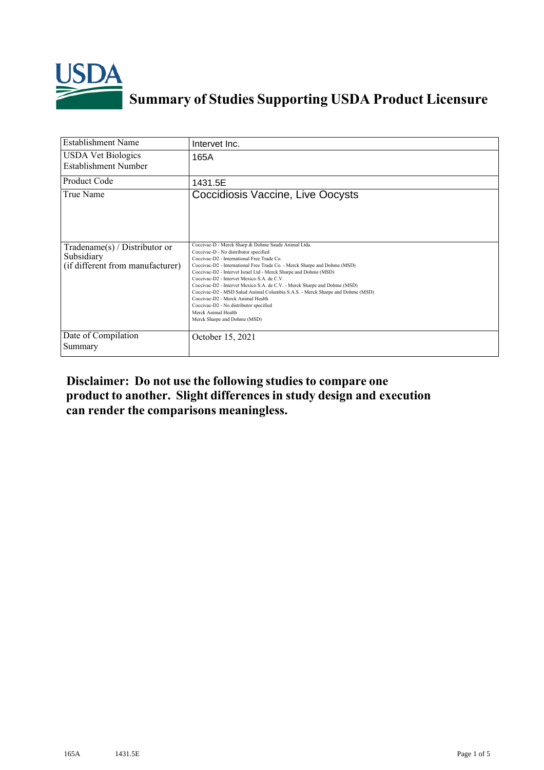# Summary of Studies Supporting USDA Product Licensure

| Establishment Name | Intervet Inc. |
|---|---|
| USDA Vet Biologics Establishment Number | 165A |
| Product Code | 1431.5E |
| True Name | Coccidiosis Vaccine, Live Oocysts |
| Tradename(s) / Distributor or Subsidiary (if different from manufacturer) | Coccivac-D - Merck Sharp & Dohme Saude Animal Ltda.<br>Coccivac-D - No distributor specified<br>Coccivac-D2 - International Free Trade Co.<br>Coccivac-D2 - International Free Trade Co. - Merck Sharpe and Dohme (MSD)<br>Coccivac-D2 - Intervet Israel Ltd - Merck Sharpe and Dohme (MSD)<br>Coccivac-D2 - Intervet Mexico S.A. de C.V.<br>Coccivac-D2 - Intervet Mexico S.A. de C.V. - Merck Sharpe and Dohme (MSD)<br>Coccivac-D2 - MSD Salud Animal Columbia S.A.S. - Merck Sharpe and Dohme (MSD)<br>Coccivac-D2 - Merck Animal Health<br>Coccivac-D2 - No distributor specified<br>Merck Animal Health<br>Merck Sharpe and Dohme (MSD) |
| Date of Compilation Summary | October 15, 2021 |

**Disclaimer: Do not use the following studies to compare one product to another. Slight differences in study design and execution can render the comparisons meaningless.**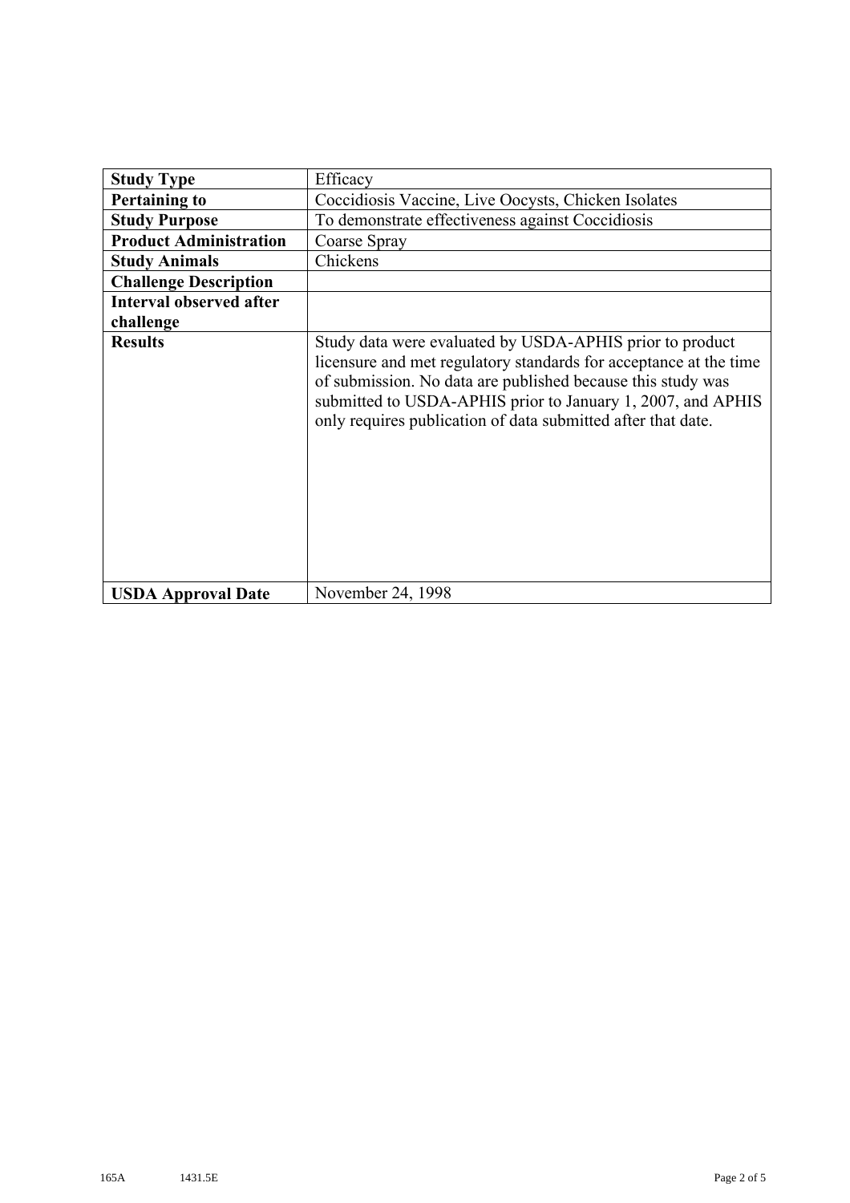| | |
|---|---|
| **Study Type** | Efficacy |
| **Pertaining to** | Coccidiosis Vaccine, Live Oocysts, Chicken Isolates |
| **Study Purpose** | To demonstrate effectiveness against Coccidiosis |
| **Product Administration** | Coarse Spray |
| **Study Animals** | Chickens |
| **Challenge Description** | |
| **Interval observed after challenge** | |
| **Results** | Study data were evaluated by USDA-APHIS prior to product licensure and met regulatory standards for acceptance at the time of submission. No data are published because this study was submitted to USDA-APHIS prior to January 1, 2007, and APHIS only requires publication of data submitted after that date. |
| **USDA Approval Date** | November 24, 1998 |

165A 1431.5E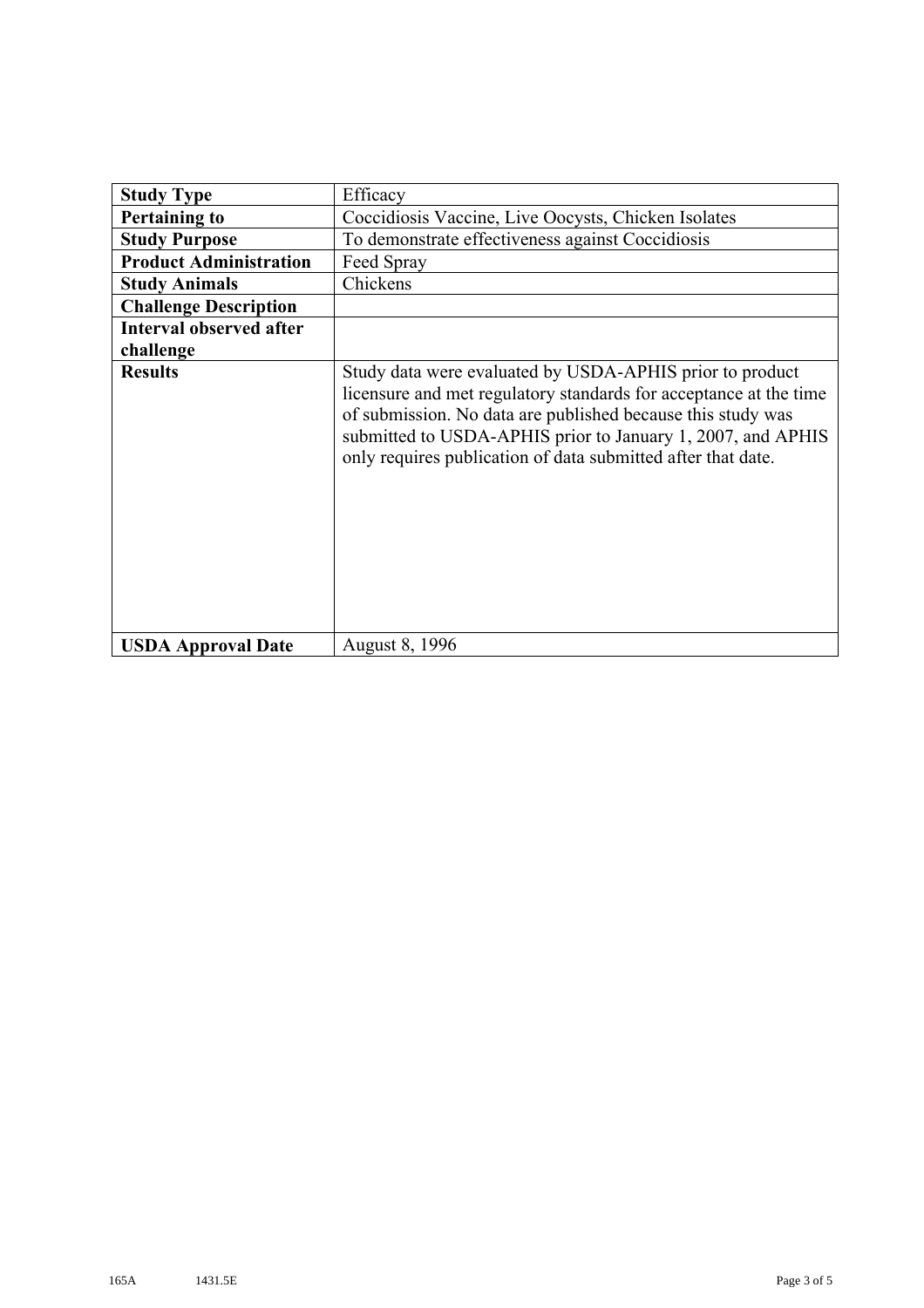| Study Type | Efficacy |
|---|---|
| **Pertaining to** | Coccidiosis Vaccine, Live Oocysts, Chicken Isolates |
| **Study Purpose** | To demonstrate effectiveness against Coccidiosis |
| **Product Administration** | Feed Spray |
| **Study Animals** | Chickens |
| **Challenge Description** | |
| **Interval observed after challenge** | |
| **Results** | Study data were evaluated by USDA-APHIS prior to product licensure and met regulatory standards for acceptance at the time of submission. No data are published because this study was submitted to USDA-APHIS prior to January 1, 2007, and APHIS only requires publication of data submitted after that date. |
| **USDA Approval Date** | August 8, 1996 |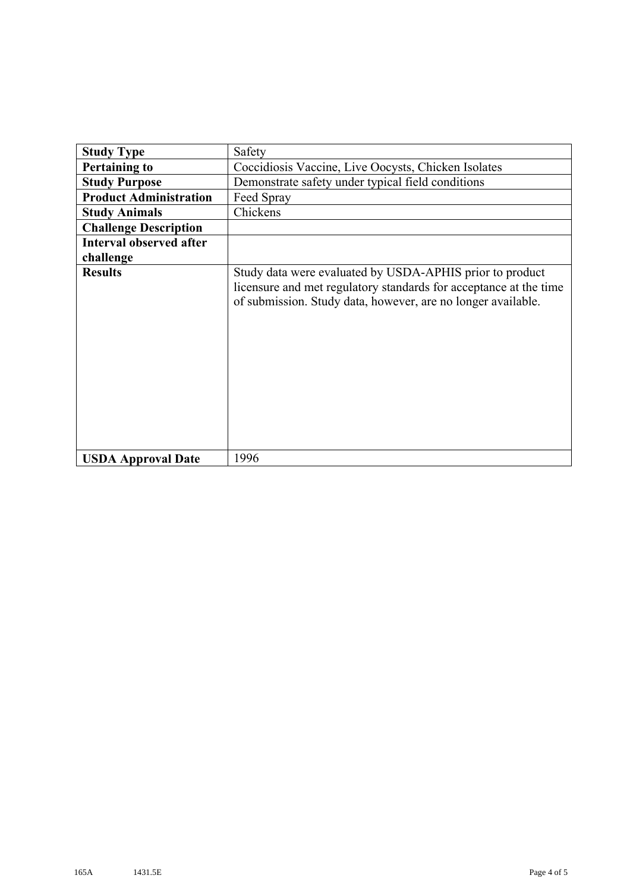| Study Type | Safety |
|---|---|
| **Pertaining to** | Coccidiosis Vaccine, Live Oocysts, Chicken Isolates |
| **Study Purpose** | Demonstrate safety under typical field conditions |
| **Product Administration** | Feed Spray |
| **Study Animals** | Chickens |
| **Challenge Description** | |
| **Interval observed after challenge** | |
| **Results** | Study data were evaluated by USDA-APHIS prior to product licensure and met regulatory standards for acceptance at the time of submission. Study data, however, are no longer available. |
| **USDA Approval Date** | 1996 |

165A 1431.5E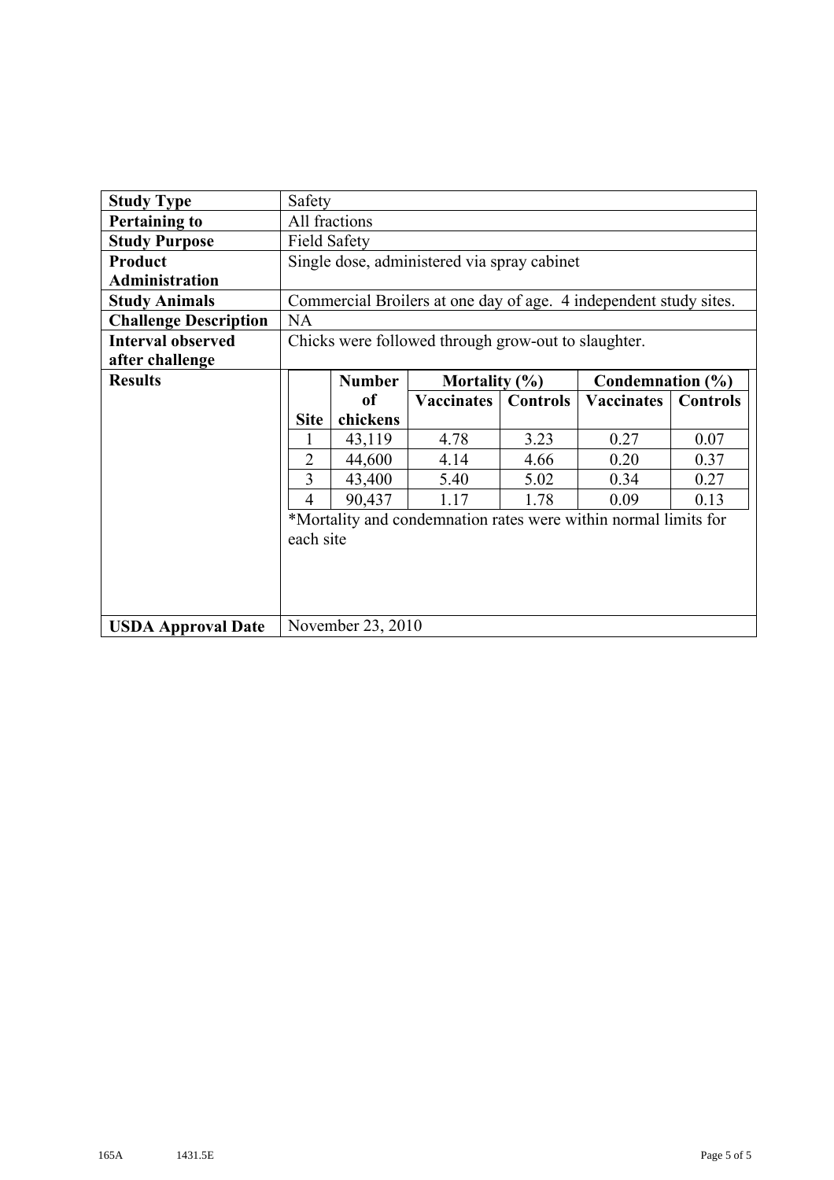| | |
|---|---|
| **Study Type** | Safety |
| **Pertaining to** | All fractions |
| **Study Purpose** | Field Safety |
| **Product Administration** | Single dose, administered via spray cabinet |
| **Study Animals** | Commercial Broilers at one day of age. 4 independent study sites. |
| **Challenge Description** | NA |
| **Interval observed after challenge** | Chicks were followed through grow-out to slaughter. |
| **Results** | See table below |
| **USDA Approval Date** | November 23, 2010 |

| Site | Number of chickens | Mortality (%) | | Condemnation (%) | |
|---|---|---|---|---|---|
| | | Vaccinates | Controls | Vaccinates | Controls |
| 1 | 43,119 | 4.78 | 3.23 | 0.27 | 0.07 |
| 2 | 44,600 | 4.14 | 4.66 | 0.20 | 0.37 |
| 3 | 43,400 | 5.40 | 5.02 | 0.34 | 0.27 |
| 4 | 90,437 | 1.17 | 1.78 | 0.09 | 0.13 |

*Mortality and condemnation rates were within normal limits for each site